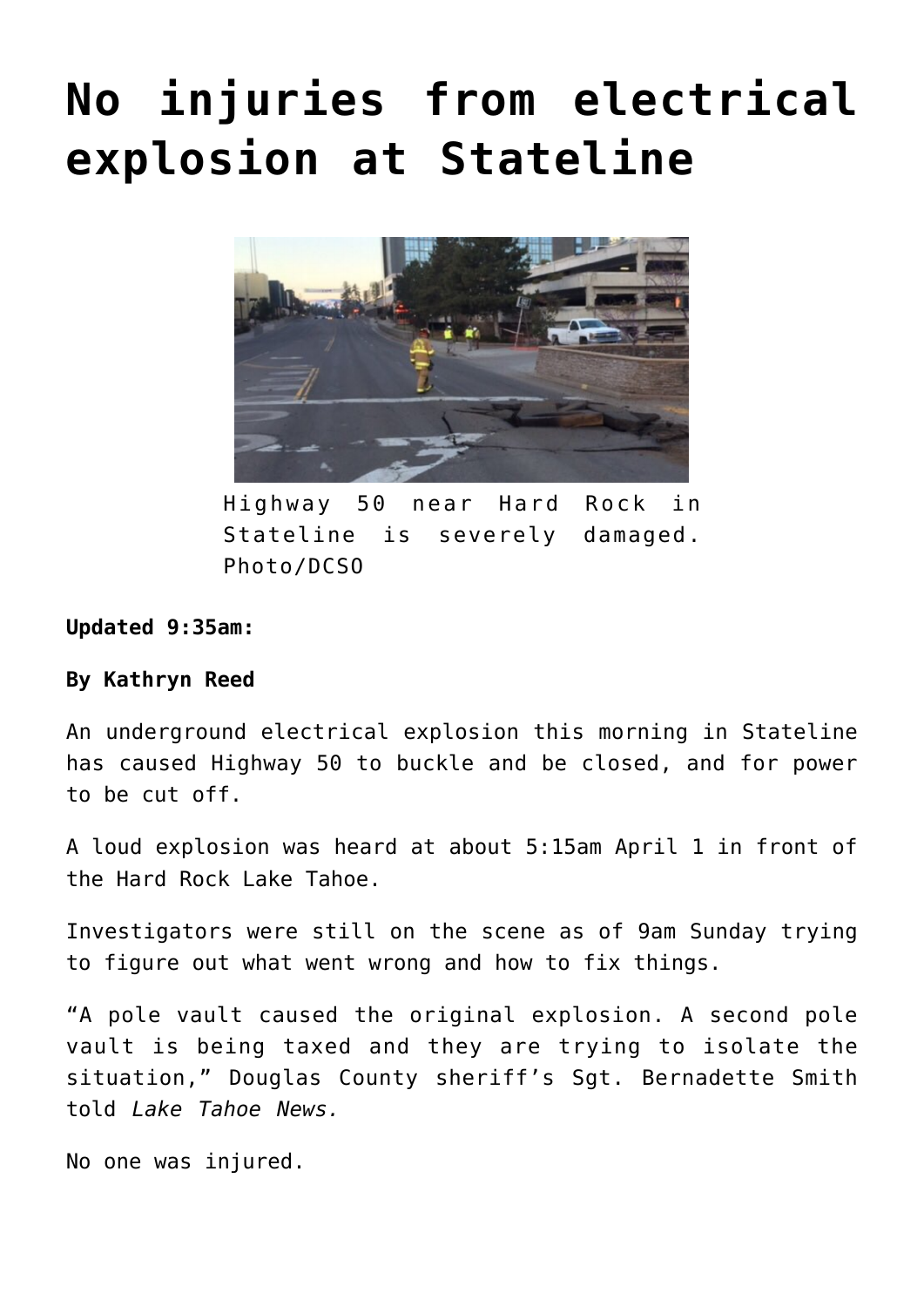# No injuries from electrical explosion at Stateline

Highway 50 near Hard Rock in Stateline is severely damaged. Photo/DCSO

**Updated 9:35am:**

**By Kathryn Reed**

An underground electrical explosion this morning in Stateline has caused Highway 50 to buckle and be closed, and for power to be cut off.

A loud explosion was heard at about 5:15am April 1 in front of the Hard Rock Lake Tahoe.

Investigators were still on the scene as of 9am Sunday trying to figure out what went wrong and how to fix things.

"A pole vault caused the original explosion. A second pole vault is being taxed and they are trying to isolate the situation," Douglas County sheriff's Sgt. Bernadette Smith told *Lake Tahoe News.*

No one was injured.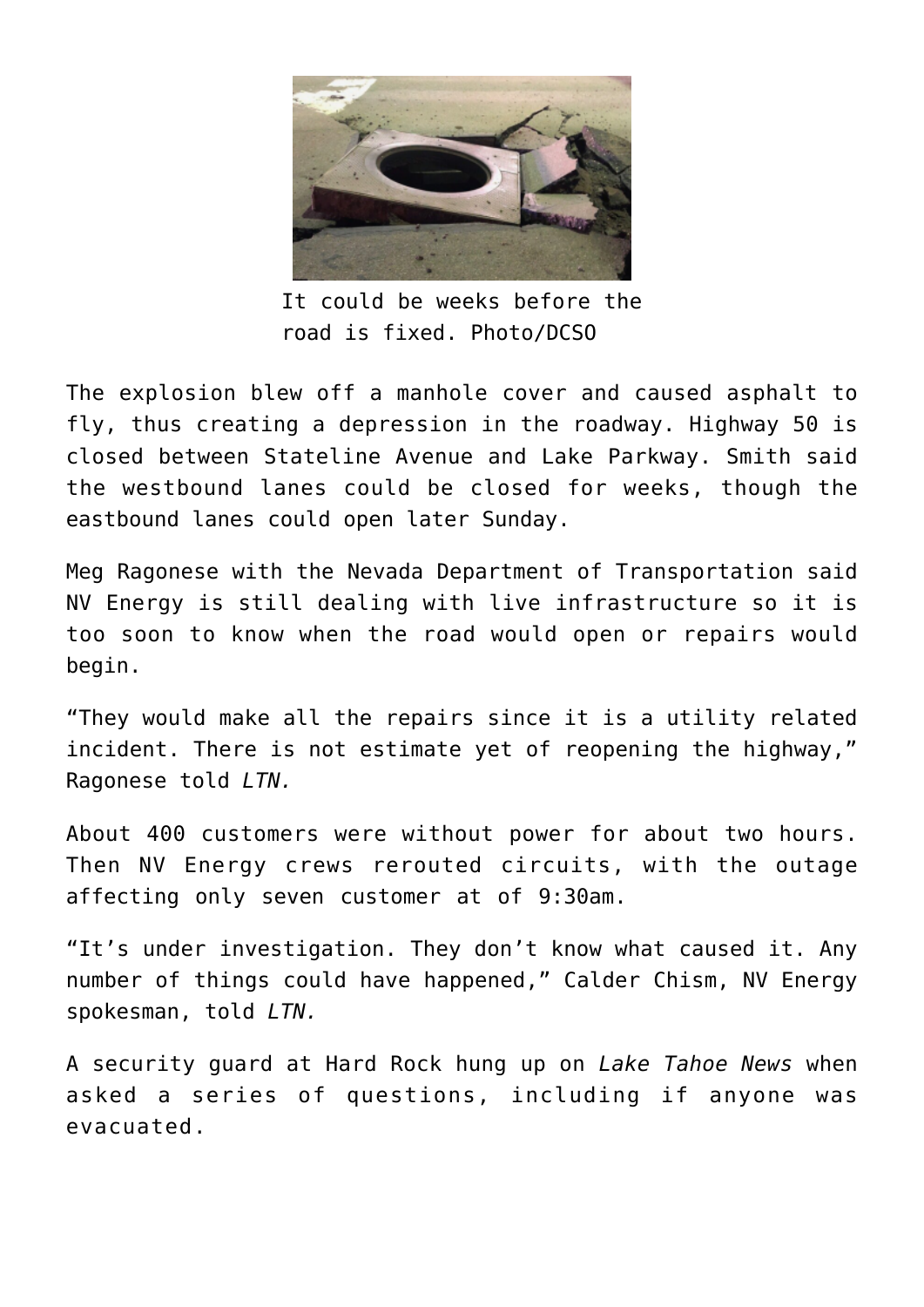It could be weeks before the road is fixed. Photo/DCSO

The explosion blew off a manhole cover and caused asphalt to fly, thus creating a depression in the roadway. Highway 50 is closed between Stateline Avenue and Lake Parkway. Smith said the westbound lanes could be closed for weeks, though the eastbound lanes could open later Sunday.

Meg Ragonese with the Nevada Department of Transportation said NV Energy is still dealing with live infrastructure so it is too soon to know when the road would open or repairs would begin.

“They would make all the repairs since it is a utility related incident. There is not estimate yet of reopening the highway,” Ragonese told *LTN.*

About 400 customers were without power for about two hours. Then NV Energy crews rerouted circuits, with the outage affecting only seven customer at of 9:30am.

“It’s under investigation. They don’t know what caused it. Any number of things could have happened,” Calder Chism, NV Energy spokesman, told *LTN.*

A security guard at Hard Rock hung up on *Lake Tahoe News* when asked a series of questions, including if anyone was evacuated.